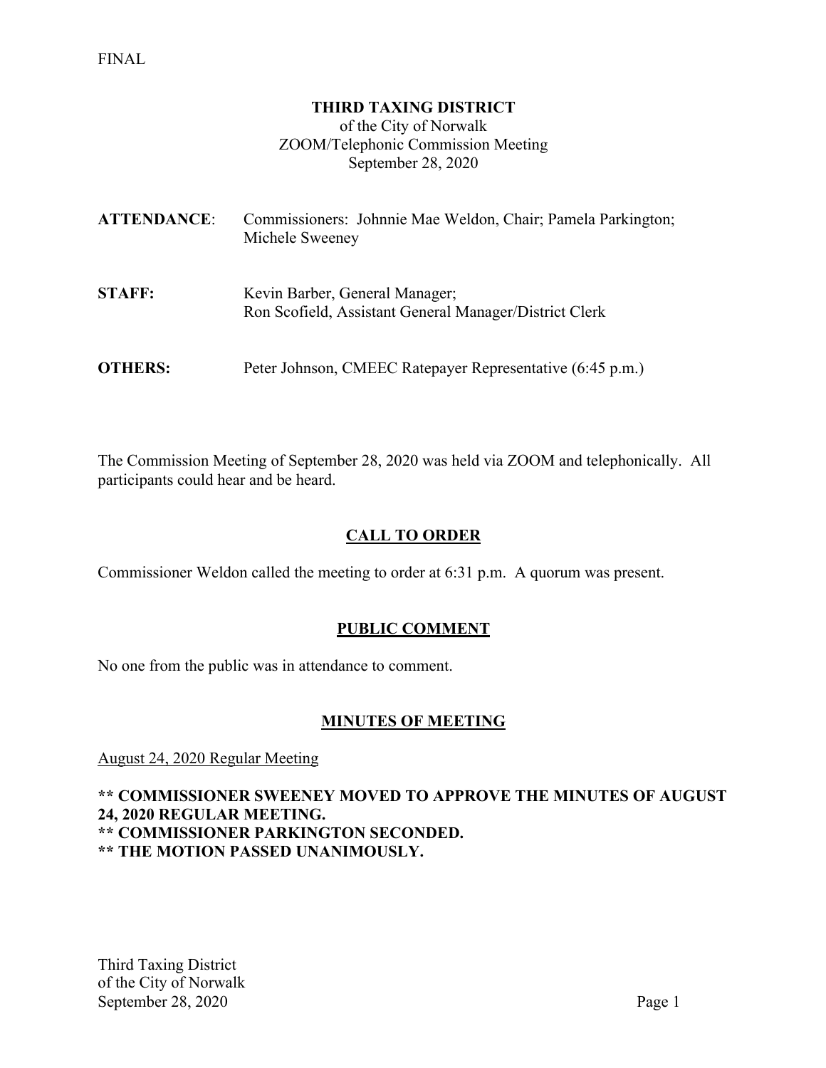FINAL

# THIRD TAXING DISTRICT

of the City of Norwalk
ZOOM/Telephonic Commission Meeting
September 28, 2020

**ATTENDANCE**: Commissioners: Johnnie Mae Weldon, Chair; Pamela Parkington; Michele Sweeney

**STAFF:** Kevin Barber, General Manager; Ron Scofield, Assistant General Manager/District Clerk

**OTHERS:** Peter Johnson, CMEEC Ratepayer Representative (6:45 p.m.)

The Commission Meeting of September 28, 2020 was held via ZOOM and telephonically. All participants could hear and be heard.

## CALL TO ORDER

Commissioner Weldon called the meeting to order at 6:31 p.m. A quorum was present.

## PUBLIC COMMENT

No one from the public was in attendance to comment.

## MINUTES OF MEETING

August 24, 2020 Regular Meeting

**\*\* COMMISSIONER SWEENEY MOVED TO APPROVE THE MINUTES OF AUGUST 24, 2020 REGULAR MEETING.**
**\*\* COMMISSIONER PARKINGTON SECONDED.**
**\*\* THE MOTION PASSED UNANIMOUSLY.**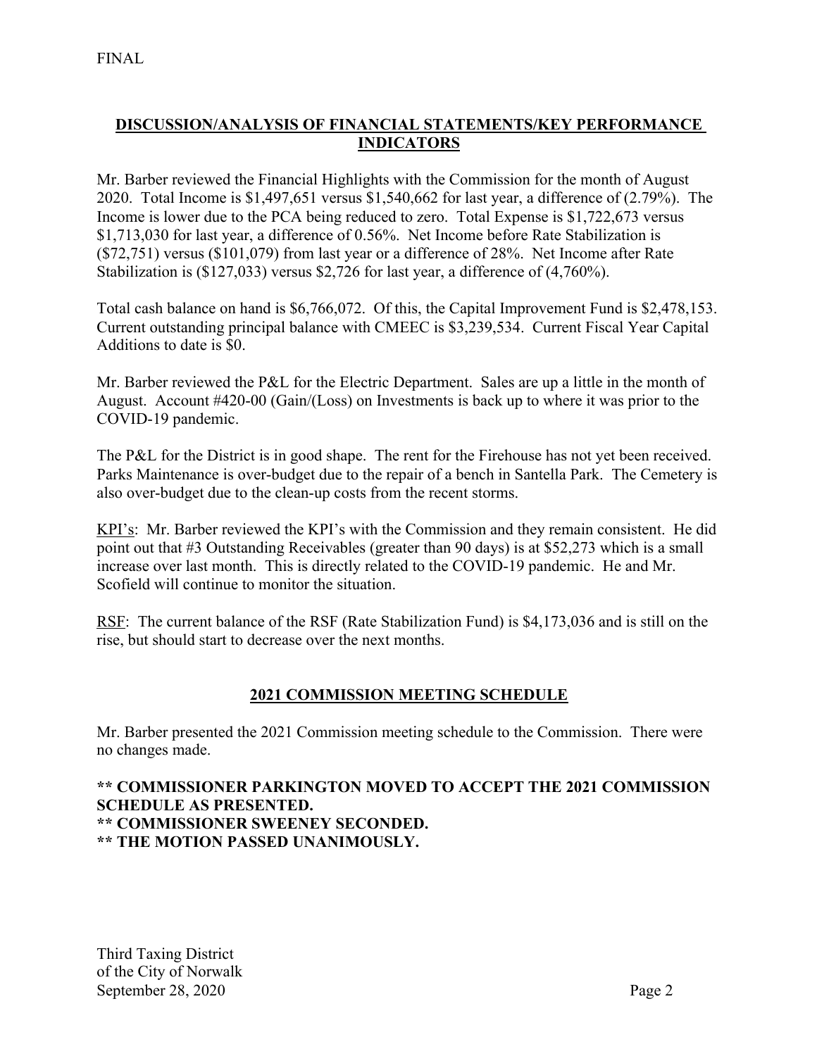FINAL

## DISCUSSION/ANALYSIS OF FINANCIAL STATEMENTS/KEY PERFORMANCE INDICATORS

Mr. Barber reviewed the Financial Highlights with the Commission for the month of August 2020. Total Income is $1,497,651 versus $1,540,662 for last year, a difference of (2.79%). The Income is lower due to the PCA being reduced to zero. Total Expense is $1,722,673 versus $1,713,030 for last year, a difference of 0.56%. Net Income before Rate Stabilization is ($72,751) versus ($101,079) from last year or a difference of 28%. Net Income after Rate Stabilization is ($127,033) versus $2,726 for last year, a difference of (4,760%).

Total cash balance on hand is $6,766,072. Of this, the Capital Improvement Fund is $2,478,153. Current outstanding principal balance with CMEEC is $3,239,534. Current Fiscal Year Capital Additions to date is $0.

Mr. Barber reviewed the P&L for the Electric Department. Sales are up a little in the month of August. Account #420-00 (Gain/(Loss) on Investments is back up to where it was prior to the COVID-19 pandemic.

The P&L for the District is in good shape. The rent for the Firehouse has not yet been received. Parks Maintenance is over-budget due to the repair of a bench in Santella Park. The Cemetery is also over-budget due to the clean-up costs from the recent storms.

KPI's: Mr. Barber reviewed the KPI's with the Commission and they remain consistent. He did point out that #3 Outstanding Receivables (greater than 90 days) is at $52,273 which is a small increase over last month. This is directly related to the COVID-19 pandemic. He and Mr. Scofield will continue to monitor the situation.

RSF: The current balance of the RSF (Rate Stabilization Fund) is $4,173,036 and is still on the rise, but should start to decrease over the next months.

## 2021 COMMISSION MEETING SCHEDULE

Mr. Barber presented the 2021 Commission meeting schedule to the Commission. There were no changes made.

**\*\* COMMISSIONER PARKINGTON MOVED TO ACCEPT THE 2021 COMMISSION SCHEDULE AS PRESENTED.**
**\*\* COMMISSIONER SWEENEY SECONDED.**
**\*\* THE MOTION PASSED UNANIMOUSLY.**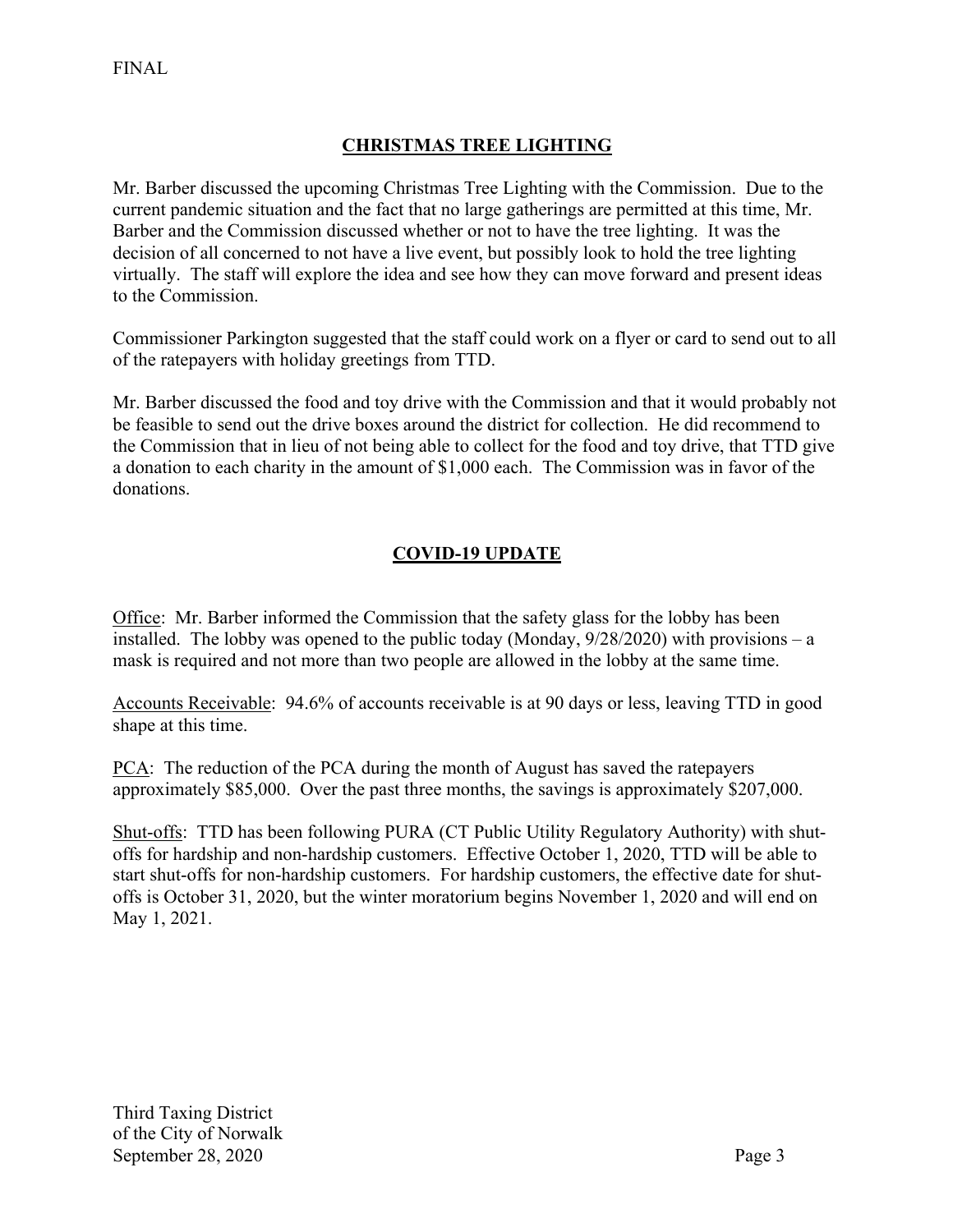FINAL

## CHRISTMAS TREE LIGHTING

Mr. Barber discussed the upcoming Christmas Tree Lighting with the Commission. Due to the current pandemic situation and the fact that no large gatherings are permitted at this time, Mr. Barber and the Commission discussed whether or not to have the tree lighting. It was the decision of all concerned to not have a live event, but possibly look to hold the tree lighting virtually. The staff will explore the idea and see how they can move forward and present ideas to the Commission.

Commissioner Parkington suggested that the staff could work on a flyer or card to send out to all of the ratepayers with holiday greetings from TTD.

Mr. Barber discussed the food and toy drive with the Commission and that it would probably not be feasible to send out the drive boxes around the district for collection. He did recommend to the Commission that in lieu of not being able to collect for the food and toy drive, that TTD give a donation to each charity in the amount of $1,000 each. The Commission was in favor of the donations.

## COVID-19 UPDATE

Office: Mr. Barber informed the Commission that the safety glass for the lobby has been installed. The lobby was opened to the public today (Monday, 9/28/2020) with provisions – a mask is required and not more than two people are allowed in the lobby at the same time.

Accounts Receivable: 94.6% of accounts receivable is at 90 days or less, leaving TTD in good shape at this time.

PCA: The reduction of the PCA during the month of August has saved the ratepayers approximately $85,000. Over the past three months, the savings is approximately $207,000.

Shut-offs: TTD has been following PURA (CT Public Utility Regulatory Authority) with shut-offs for hardship and non-hardship customers. Effective October 1, 2020, TTD will be able to start shut-offs for non-hardship customers. For hardship customers, the effective date for shut-offs is October 31, 2020, but the winter moratorium begins November 1, 2020 and will end on May 1, 2021.

Third Taxing District
of the City of Norwalk
September 28, 2020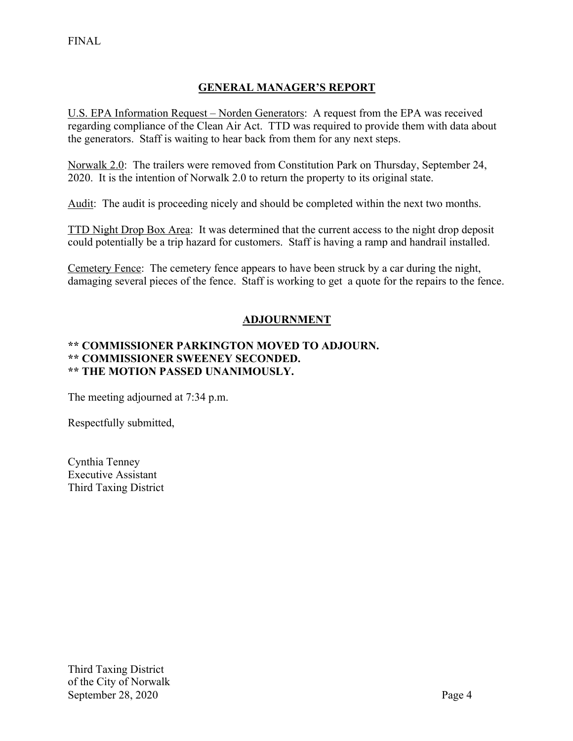FINAL

## GENERAL MANAGER'S REPORT

U.S. EPA Information Request – Norden Generators: A request from the EPA was received regarding compliance of the Clean Air Act. TTD was required to provide them with data about the generators. Staff is waiting to hear back from them for any next steps.

Norwalk 2.0: The trailers were removed from Constitution Park on Thursday, September 24, 2020. It is the intention of Norwalk 2.0 to return the property to its original state.

Audit: The audit is proceeding nicely and should be completed within the next two months.

TTD Night Drop Box Area: It was determined that the current access to the night drop deposit could potentially be a trip hazard for customers. Staff is having a ramp and handrail installed.

Cemetery Fence: The cemetery fence appears to have been struck by a car during the night, damaging several pieces of the fence. Staff is working to get a quote for the repairs to the fence.

## ADJOURNMENT

**\*\* COMMISSIONER PARKINGTON MOVED TO ADJOURN.**
**\*\* COMMISSIONER SWEENEY SECONDED.**
**\*\* THE MOTION PASSED UNANIMOUSLY.**

The meeting adjourned at 7:34 p.m.

Respectfully submitted,

Cynthia Tenney
Executive Assistant
Third Taxing District